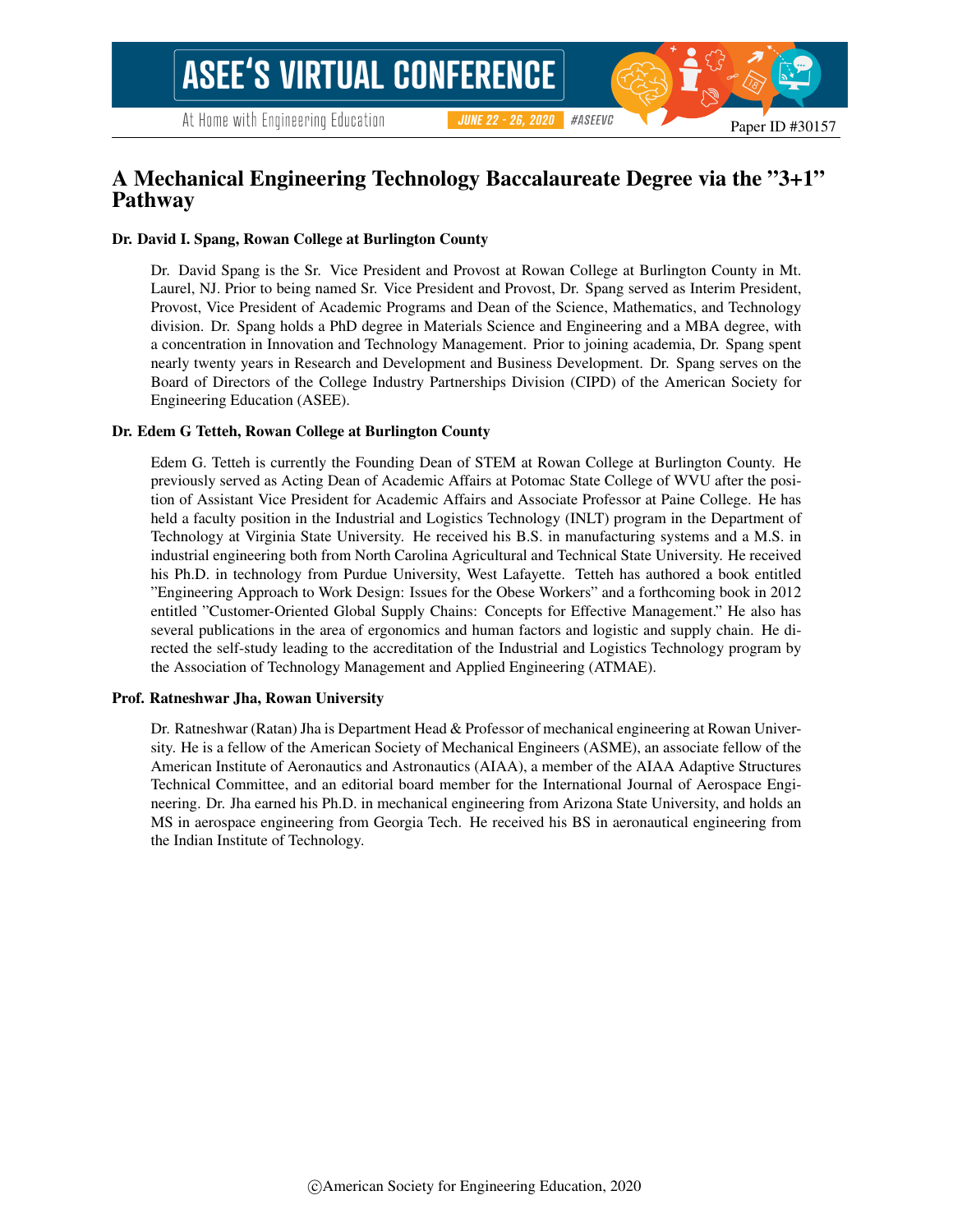Paper ID #30157

# A Mechanical Engineering Technology Baccalaureate Degree via the "3+1" Pathway

**Dr. David I. Spang, Rowan College at Burlington County**

Dr. David Spang is the Sr. Vice President and Provost at Rowan College at Burlington County in Mt. Laurel, NJ. Prior to being named Sr. Vice President and Provost, Dr. Spang served as Interim President, Provost, Vice President of Academic Programs and Dean of the Science, Mathematics, and Technology division. Dr. Spang holds a PhD degree in Materials Science and Engineering and a MBA degree, with a concentration in Innovation and Technology Management. Prior to joining academia, Dr. Spang spent nearly twenty years in Research and Development and Business Development. Dr. Spang serves on the Board of Directors of the College Industry Partnerships Division (CIPD) of the American Society for Engineering Education (ASEE).

**Dr. Edem G Tetteh, Rowan College at Burlington County**

Edem G. Tetteh is currently the Founding Dean of STEM at Rowan College at Burlington County. He previously served as Acting Dean of Academic Affairs at Potomac State College of WVU after the position of Assistant Vice President for Academic Affairs and Associate Professor at Paine College. He has held a faculty position in the Industrial and Logistics Technology (INLT) program in the Department of Technology at Virginia State University. He received his B.S. in manufacturing systems and a M.S. in industrial engineering both from North Carolina Agricultural and Technical State University. He received his Ph.D. in technology from Purdue University, West Lafayette. Tetteh has authored a book entitled "Engineering Approach to Work Design: Issues for the Obese Workers" and a forthcoming book in 2012 entitled "Customer-Oriented Global Supply Chains: Concepts for Effective Management." He also has several publications in the area of ergonomics and human factors and logistic and supply chain. He directed the self-study leading to the accreditation of the Industrial and Logistics Technology program by the Association of Technology Management and Applied Engineering (ATMAE).

**Prof. Ratneshwar Jha, Rowan University**

Dr. Ratneshwar (Ratan) Jha is Department Head & Professor of mechanical engineering at Rowan University. He is a fellow of the American Society of Mechanical Engineers (ASME), an associate fellow of the American Institute of Aeronautics and Astronautics (AIAA), a member of the AIAA Adaptive Structures Technical Committee, and an editorial board member for the International Journal of Aerospace Engineering. Dr. Jha earned his Ph.D. in mechanical engineering from Arizona State University, and holds an MS in aerospace engineering from Georgia Tech. He received his BS in aeronautical engineering from the Indian Institute of Technology.

©American Society for Engineering Education, 2020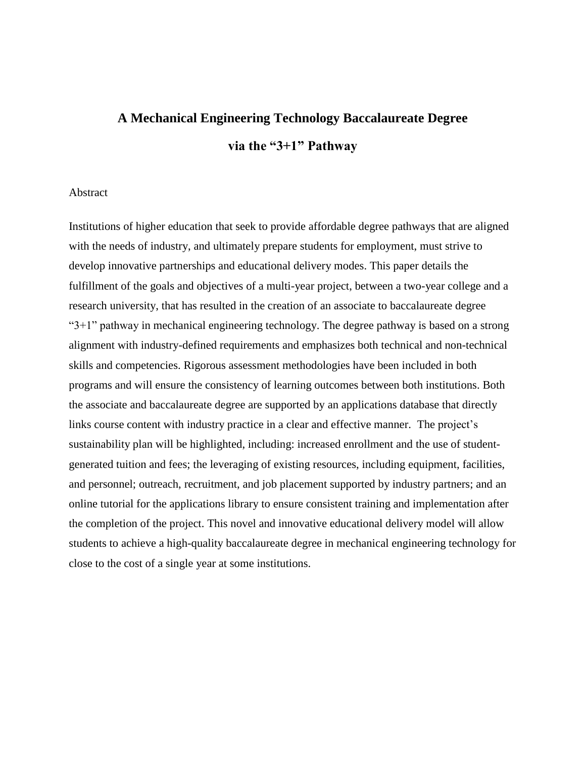# A Mechanical Engineering Technology Baccalaureate Degree via the "3+1" Pathway

Abstract

Institutions of higher education that seek to provide affordable degree pathways that are aligned with the needs of industry, and ultimately prepare students for employment, must strive to develop innovative partnerships and educational delivery modes. This paper details the fulfillment of the goals and objectives of a multi-year project, between a two-year college and a research university, that has resulted in the creation of an associate to baccalaureate degree "3+1" pathway in mechanical engineering technology. The degree pathway is based on a strong alignment with industry-defined requirements and emphasizes both technical and non-technical skills and competencies. Rigorous assessment methodologies have been included in both programs and will ensure the consistency of learning outcomes between both institutions. Both the associate and baccalaureate degree are supported by an applications database that directly links course content with industry practice in a clear and effective manner. The project's sustainability plan will be highlighted, including: increased enrollment and the use of student-generated tuition and fees; the leveraging of existing resources, including equipment, facilities, and personnel; outreach, recruitment, and job placement supported by industry partners; and an online tutorial for the applications library to ensure consistent training and implementation after the completion of the project. This novel and innovative educational delivery model will allow students to achieve a high-quality baccalaureate degree in mechanical engineering technology for close to the cost of a single year at some institutions.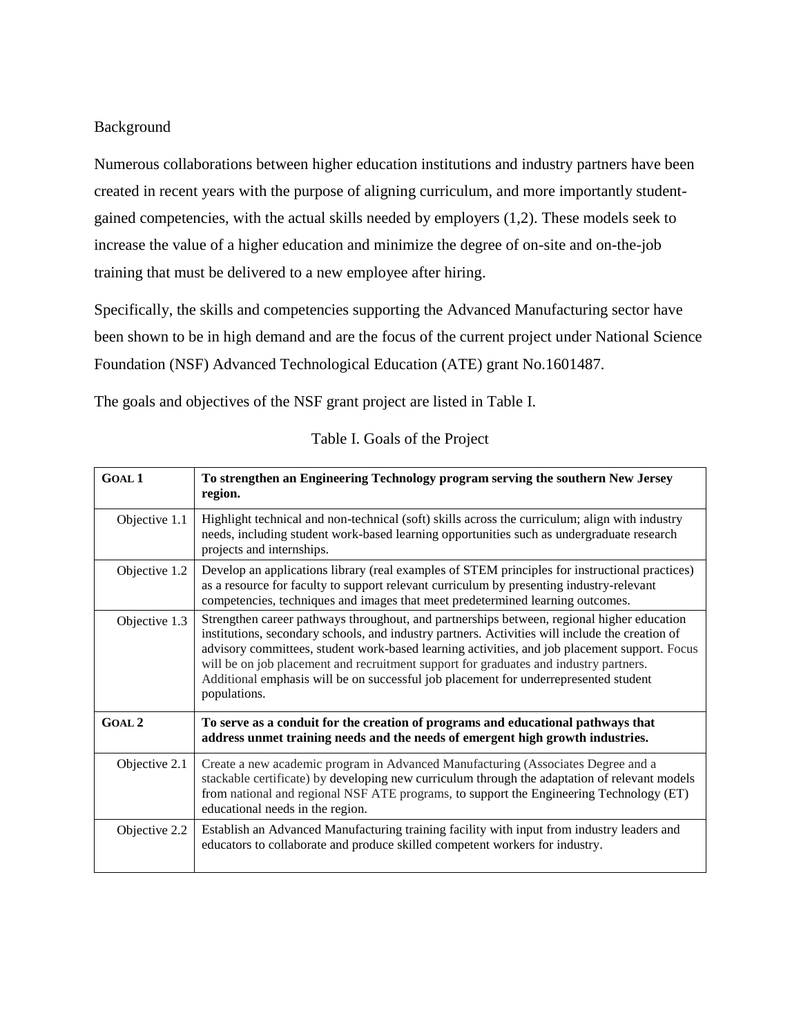## Background

Numerous collaborations between higher education institutions and industry partners have been created in recent years with the purpose of aligning curriculum, and more importantly student-gained competencies, with the actual skills needed by employers (1,2). These models seek to increase the value of a higher education and minimize the degree of on-site and on-the-job training that must be delivered to a new employee after hiring.

Specifically, the skills and competencies supporting the Advanced Manufacturing sector have been shown to be in high demand and are the focus of the current project under National Science Foundation (NSF) Advanced Technological Education (ATE) grant No.1601487.

The goals and objectives of the NSF grant project are listed in Table I.

Table I. Goals of the Project

| | |
|---|---|
| **GOAL 1** | **To strengthen an Engineering Technology program serving the southern New Jersey region.** |
| Objective 1.1 | Highlight technical and non-technical (soft) skills across the curriculum; align with industry needs, including student work-based learning opportunities such as undergraduate research projects and internships. |
| Objective 1.2 | Develop an applications library (real examples of STEM principles for instructional practices) as a resource for faculty to support relevant curriculum by presenting industry-relevant competencies, techniques and images that meet predetermined learning outcomes. |
| Objective 1.3 | Strengthen career pathways throughout, and partnerships between, regional higher education institutions, secondary schools, and industry partners. Activities will include the creation of advisory committees, student work-based learning activities, and job placement support. Focus will be on job placement and recruitment support for graduates and industry partners. Additional emphasis will be on successful job placement for underrepresented student populations. |
| **GOAL 2** | **To serve as a conduit for the creation of programs and educational pathways that address unmet training needs and the needs of emergent high growth industries.** |
| Objective 2.1 | Create a new academic program in Advanced Manufacturing (Associates Degree and a stackable certificate) by developing new curriculum through the adaptation of relevant models from national and regional NSF ATE programs, to support the Engineering Technology (ET) educational needs in the region. |
| Objective 2.2 | Establish an Advanced Manufacturing training facility with input from industry leaders and educators to collaborate and produce skilled competent workers for industry. |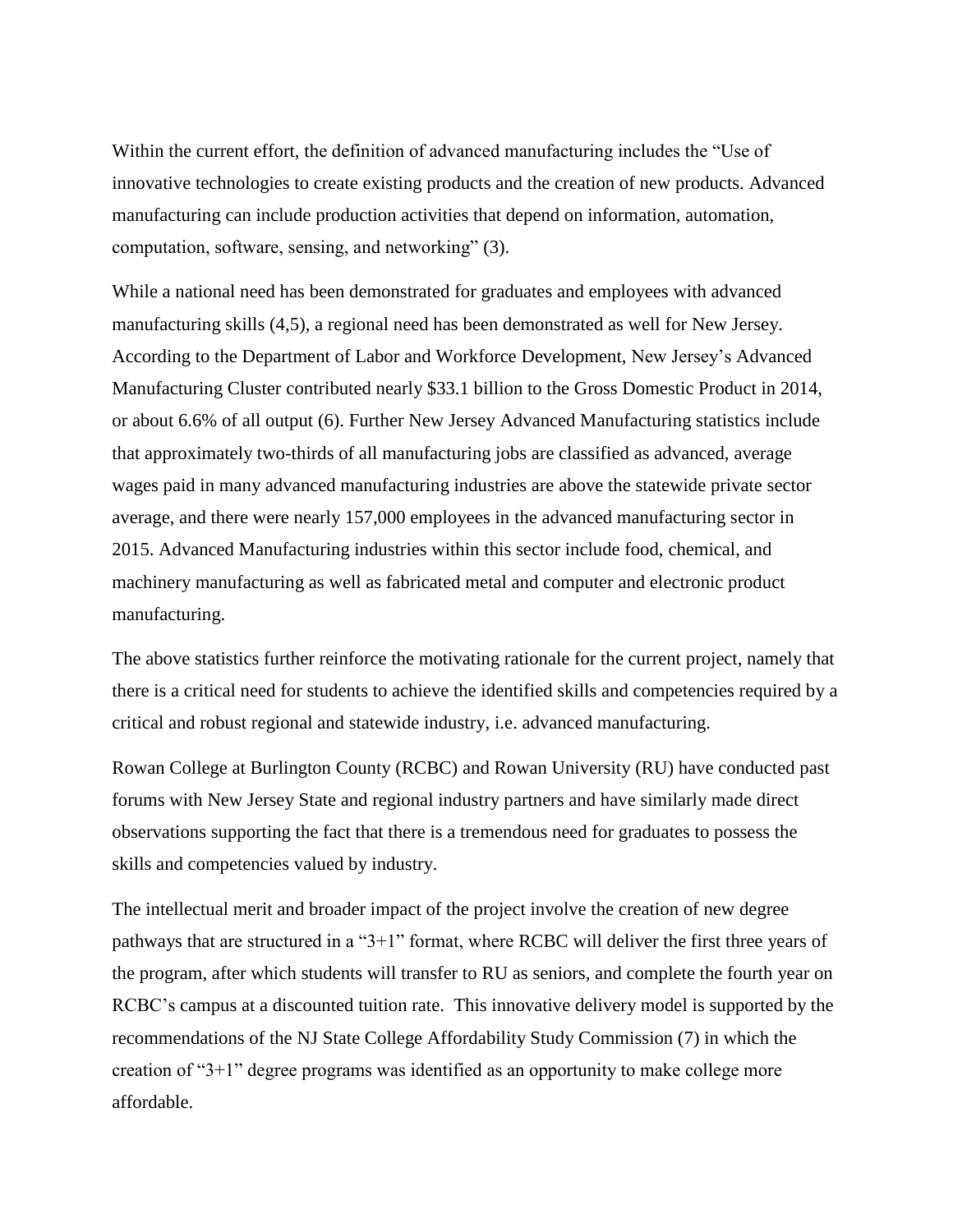Within the current effort, the definition of advanced manufacturing includes the "Use of innovative technologies to create existing products and the creation of new products. Advanced manufacturing can include production activities that depend on information, automation, computation, software, sensing, and networking" (3).

While a national need has been demonstrated for graduates and employees with advanced manufacturing skills (4,5), a regional need has been demonstrated as well for New Jersey. According to the Department of Labor and Workforce Development, New Jersey's Advanced Manufacturing Cluster contributed nearly $33.1 billion to the Gross Domestic Product in 2014, or about 6.6% of all output (6). Further New Jersey Advanced Manufacturing statistics include that approximately two-thirds of all manufacturing jobs are classified as advanced, average wages paid in many advanced manufacturing industries are above the statewide private sector average, and there were nearly 157,000 employees in the advanced manufacturing sector in 2015. Advanced Manufacturing industries within this sector include food, chemical, and machinery manufacturing as well as fabricated metal and computer and electronic product manufacturing.

The above statistics further reinforce the motivating rationale for the current project, namely that there is a critical need for students to achieve the identified skills and competencies required by a critical and robust regional and statewide industry, i.e. advanced manufacturing.

Rowan College at Burlington County (RCBC) and Rowan University (RU) have conducted past forums with New Jersey State and regional industry partners and have similarly made direct observations supporting the fact that there is a tremendous need for graduates to possess the skills and competencies valued by industry.

The intellectual merit and broader impact of the project involve the creation of new degree pathways that are structured in a "3+1" format, where RCBC will deliver the first three years of the program, after which students will transfer to RU as seniors, and complete the fourth year on RCBC's campus at a discounted tuition rate. This innovative delivery model is supported by the recommendations of the NJ State College Affordability Study Commission (7) in which the creation of "3+1" degree programs was identified as an opportunity to make college more affordable.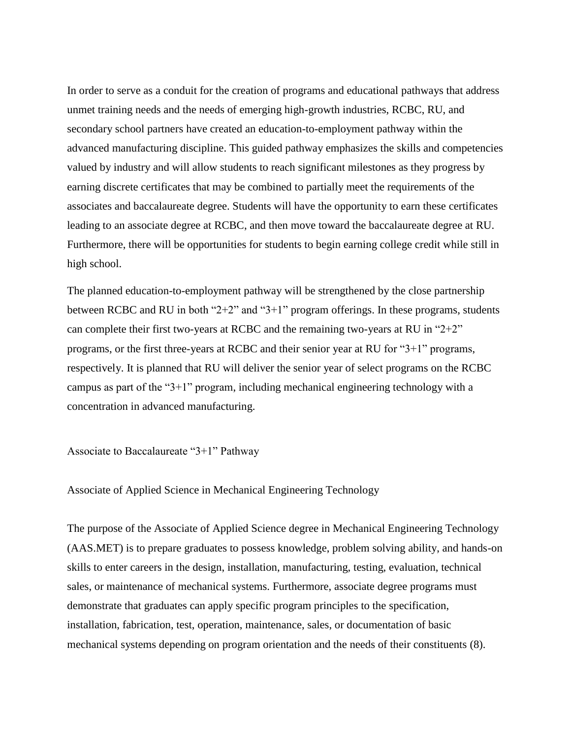In order to serve as a conduit for the creation of programs and educational pathways that address unmet training needs and the needs of emerging high-growth industries, RCBC, RU, and secondary school partners have created an education-to-employment pathway within the advanced manufacturing discipline. This guided pathway emphasizes the skills and competencies valued by industry and will allow students to reach significant milestones as they progress by earning discrete certificates that may be combined to partially meet the requirements of the associates and baccalaureate degree. Students will have the opportunity to earn these certificates leading to an associate degree at RCBC, and then move toward the baccalaureate degree at RU. Furthermore, there will be opportunities for students to begin earning college credit while still in high school.

The planned education-to-employment pathway will be strengthened by the close partnership between RCBC and RU in both "2+2" and "3+1" program offerings. In these programs, students can complete their first two-years at RCBC and the remaining two-years at RU in "2+2" programs, or the first three-years at RCBC and their senior year at RU for "3+1" programs, respectively. It is planned that RU will deliver the senior year of select programs on the RCBC campus as part of the "3+1" program, including mechanical engineering technology with a concentration in advanced manufacturing.

## Associate to Baccalaureate "3+1" Pathway

### Associate of Applied Science in Mechanical Engineering Technology

The purpose of the Associate of Applied Science degree in Mechanical Engineering Technology (AAS.MET) is to prepare graduates to possess knowledge, problem solving ability, and hands-on skills to enter careers in the design, installation, manufacturing, testing, evaluation, technical sales, or maintenance of mechanical systems. Furthermore, associate degree programs must demonstrate that graduates can apply specific program principles to the specification, installation, fabrication, test, operation, maintenance, sales, or documentation of basic mechanical systems depending on program orientation and the needs of their constituents (8).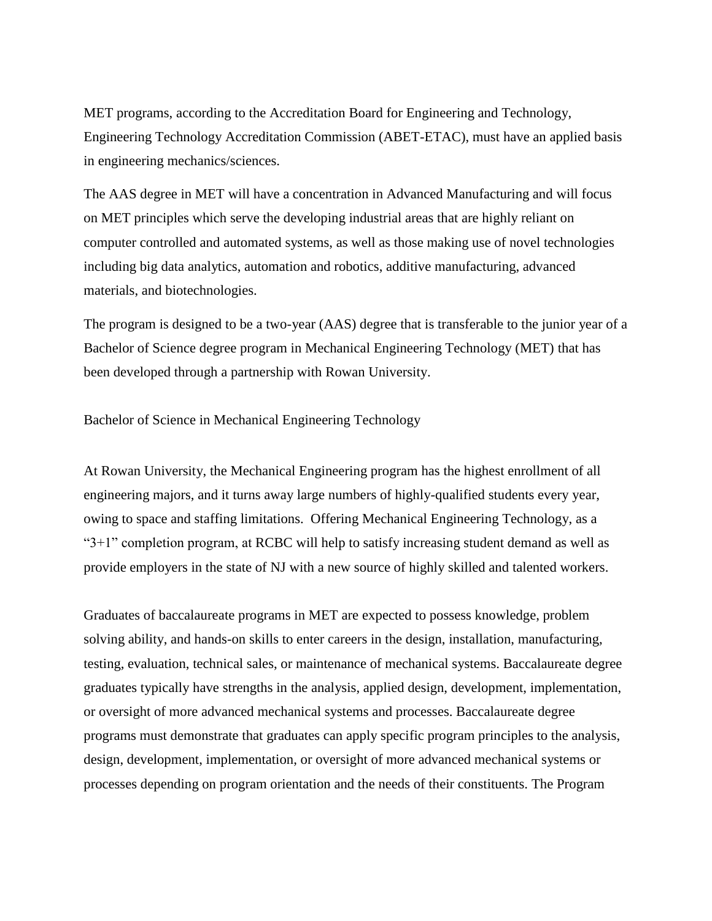MET programs, according to the Accreditation Board for Engineering and Technology, Engineering Technology Accreditation Commission (ABET-ETAC), must have an applied basis in engineering mechanics/sciences.

The AAS degree in MET will have a concentration in Advanced Manufacturing and will focus on MET principles which serve the developing industrial areas that are highly reliant on computer controlled and automated systems, as well as those making use of novel technologies including big data analytics, automation and robotics, additive manufacturing, advanced materials, and biotechnologies.

The program is designed to be a two-year (AAS) degree that is transferable to the junior year of a Bachelor of Science degree program in Mechanical Engineering Technology (MET) that has been developed through a partnership with Rowan University.

## Bachelor of Science in Mechanical Engineering Technology

At Rowan University, the Mechanical Engineering program has the highest enrollment of all engineering majors, and it turns away large numbers of highly-qualified students every year, owing to space and staffing limitations. Offering Mechanical Engineering Technology, as a "3+1" completion program, at RCBC will help to satisfy increasing student demand as well as provide employers in the state of NJ with a new source of highly skilled and talented workers.

Graduates of baccalaureate programs in MET are expected to possess knowledge, problem solving ability, and hands-on skills to enter careers in the design, installation, manufacturing, testing, evaluation, technical sales, or maintenance of mechanical systems. Baccalaureate degree graduates typically have strengths in the analysis, applied design, development, implementation, or oversight of more advanced mechanical systems and processes. Baccalaureate degree programs must demonstrate that graduates can apply specific program principles to the analysis, design, development, implementation, or oversight of more advanced mechanical systems or processes depending on program orientation and the needs of their constituents. The Program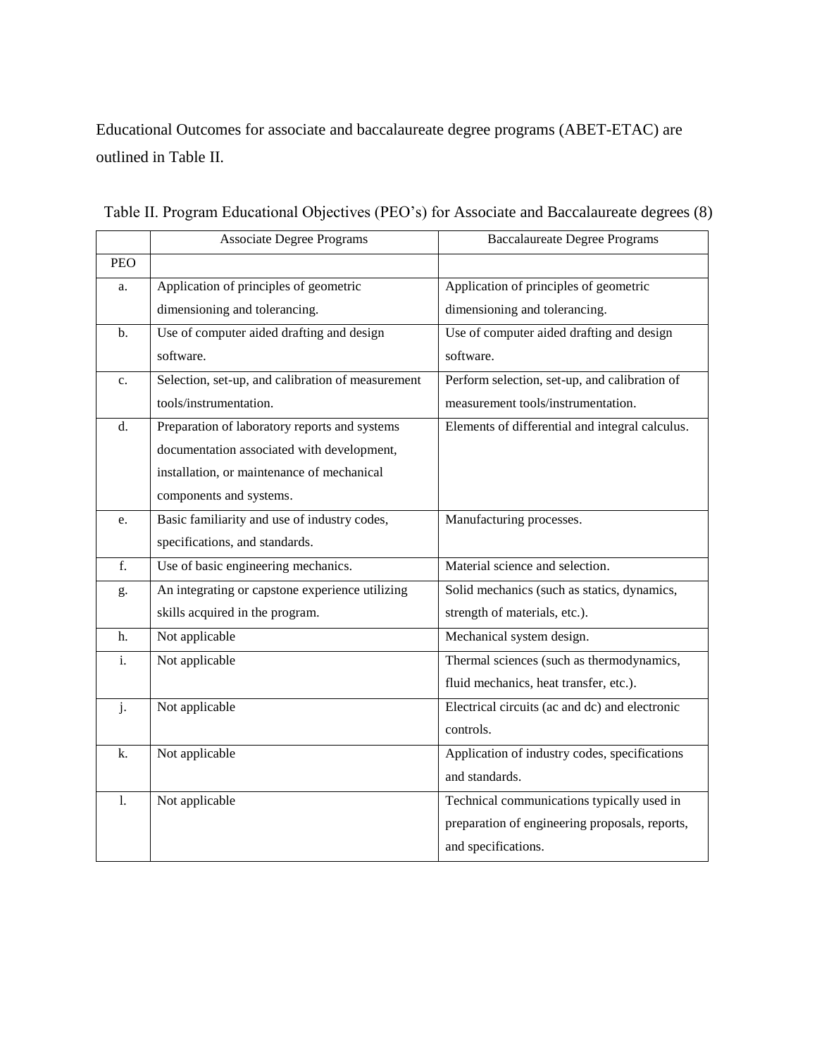Educational Outcomes for associate and baccalaureate degree programs (ABET-ETAC) are outlined in Table II.

Table II. Program Educational Objectives (PEO's) for Associate and Baccalaureate degrees (8)

| | Associate Degree Programs | Baccalaureate Degree Programs |
|---|---|---|
| PEO | | |
| a. | Application of principles of geometric dimensioning and tolerancing. | Application of principles of geometric dimensioning and tolerancing. |
| b. | Use of computer aided drafting and design software. | Use of computer aided drafting and design software. |
| c. | Selection, set-up, and calibration of measurement tools/instrumentation. | Perform selection, set-up, and calibration of measurement tools/instrumentation. |
| d. | Preparation of laboratory reports and systems documentation associated with development, installation, or maintenance of mechanical components and systems. | Elements of differential and integral calculus. |
| e. | Basic familiarity and use of industry codes, specifications, and standards. | Manufacturing processes. |
| f. | Use of basic engineering mechanics. | Material science and selection. |
| g. | An integrating or capstone experience utilizing skills acquired in the program. | Solid mechanics (such as statics, dynamics, strength of materials, etc.). |
| h. | Not applicable | Mechanical system design. |
| i. | Not applicable | Thermal sciences (such as thermodynamics, fluid mechanics, heat transfer, etc.). |
| j. | Not applicable | Electrical circuits (ac and dc) and electronic controls. |
| k. | Not applicable | Application of industry codes, specifications and standards. |
| l. | Not applicable | Technical communications typically used in preparation of engineering proposals, reports, and specifications. |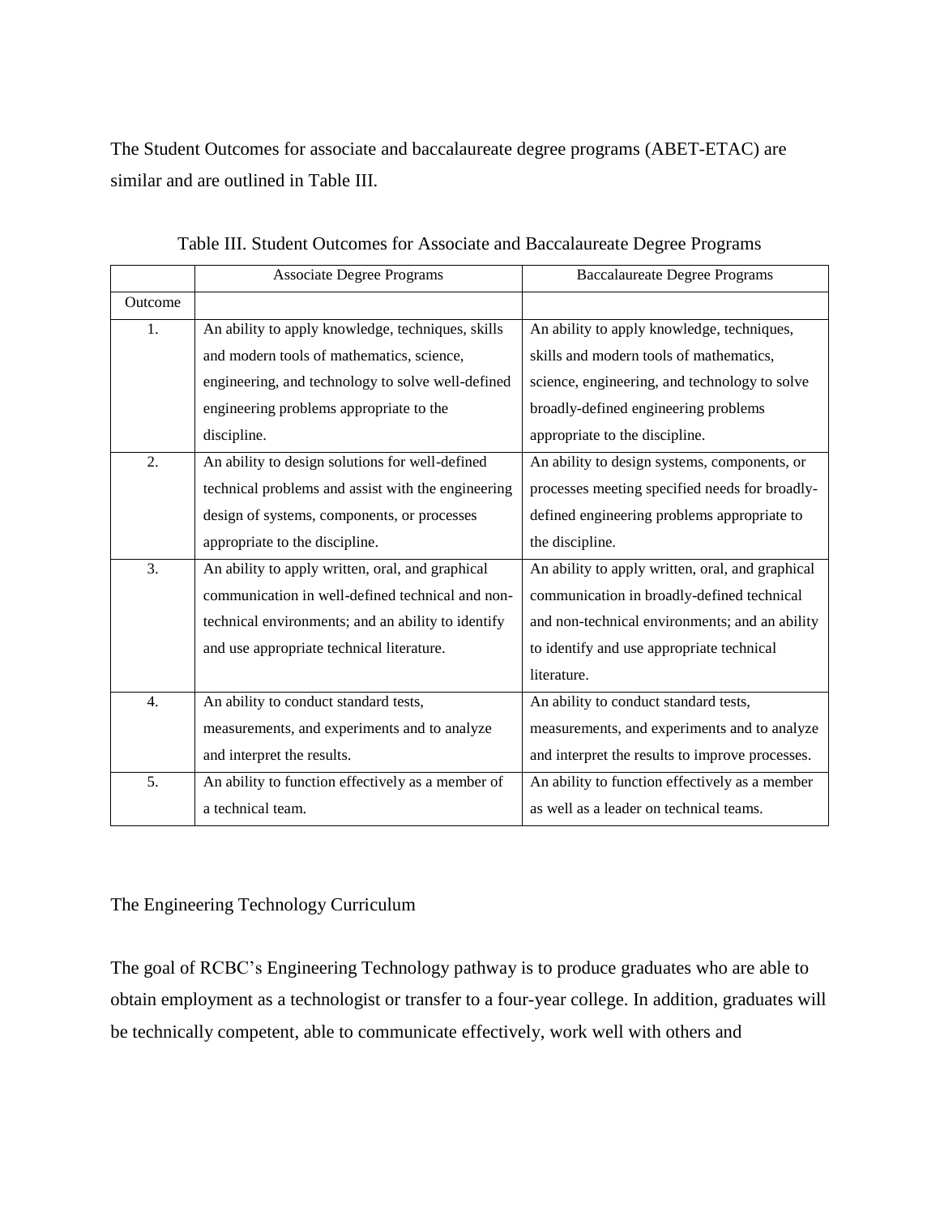The Student Outcomes for associate and baccalaureate degree programs (ABET-ETAC) are similar and are outlined in Table III.

Table III. Student Outcomes for Associate and Baccalaureate Degree Programs

| | Associate Degree Programs | Baccalaureate Degree Programs |
|---|---|---|
| Outcome | | |
| 1. | An ability to apply knowledge, techniques, skills and modern tools of mathematics, science, engineering, and technology to solve well-defined engineering problems appropriate to the discipline. | An ability to apply knowledge, techniques, skills and modern tools of mathematics, science, engineering, and technology to solve broadly-defined engineering problems appropriate to the discipline. |
| 2. | An ability to design solutions for well-defined technical problems and assist with the engineering design of systems, components, or processes appropriate to the discipline. | An ability to design systems, components, or processes meeting specified needs for broadly-defined engineering problems appropriate to the discipline. |
| 3. | An ability to apply written, oral, and graphical communication in well-defined technical and non-technical environments; and an ability to identify and use appropriate technical literature. | An ability to apply written, oral, and graphical communication in broadly-defined technical and non-technical environments; and an ability to identify and use appropriate technical literature. |
| 4. | An ability to conduct standard tests, measurements, and experiments and to analyze and interpret the results. | An ability to conduct standard tests, measurements, and experiments and to analyze and interpret the results to improve processes. |
| 5. | An ability to function effectively as a member of a technical team. | An ability to function effectively as a member as well as a leader on technical teams. |

## The Engineering Technology Curriculum

The goal of RCBC's Engineering Technology pathway is to produce graduates who are able to obtain employment as a technologist or transfer to a four-year college. In addition, graduates will be technically competent, able to communicate effectively, work well with others and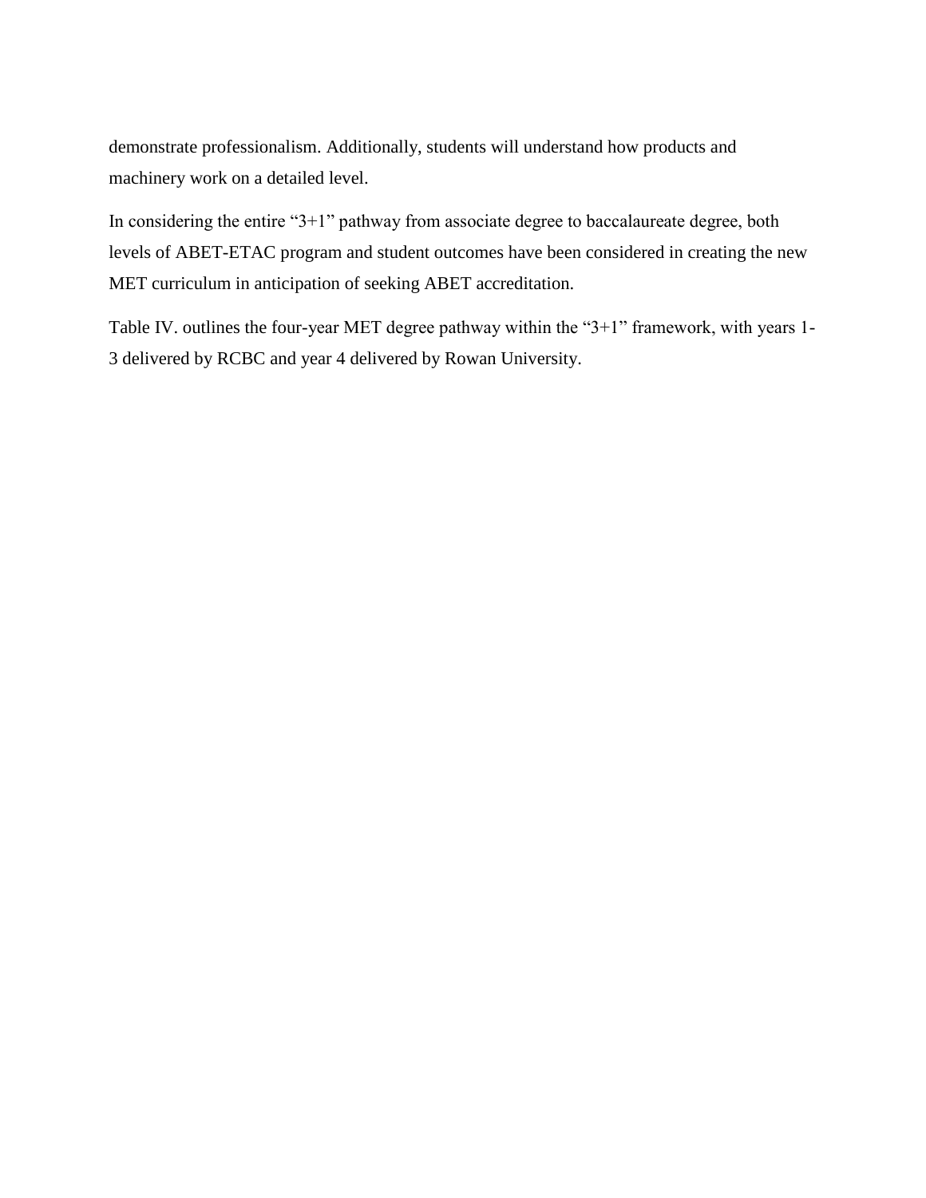demonstrate professionalism. Additionally, students will understand how products and machinery work on a detailed level.

In considering the entire “3+1” pathway from associate degree to baccalaureate degree, both levels of ABET-ETAC program and student outcomes have been considered in creating the new MET curriculum in anticipation of seeking ABET accreditation.

Table IV. outlines the four-year MET degree pathway within the “3+1” framework, with years 1-3 delivered by RCBC and year 4 delivered by Rowan University.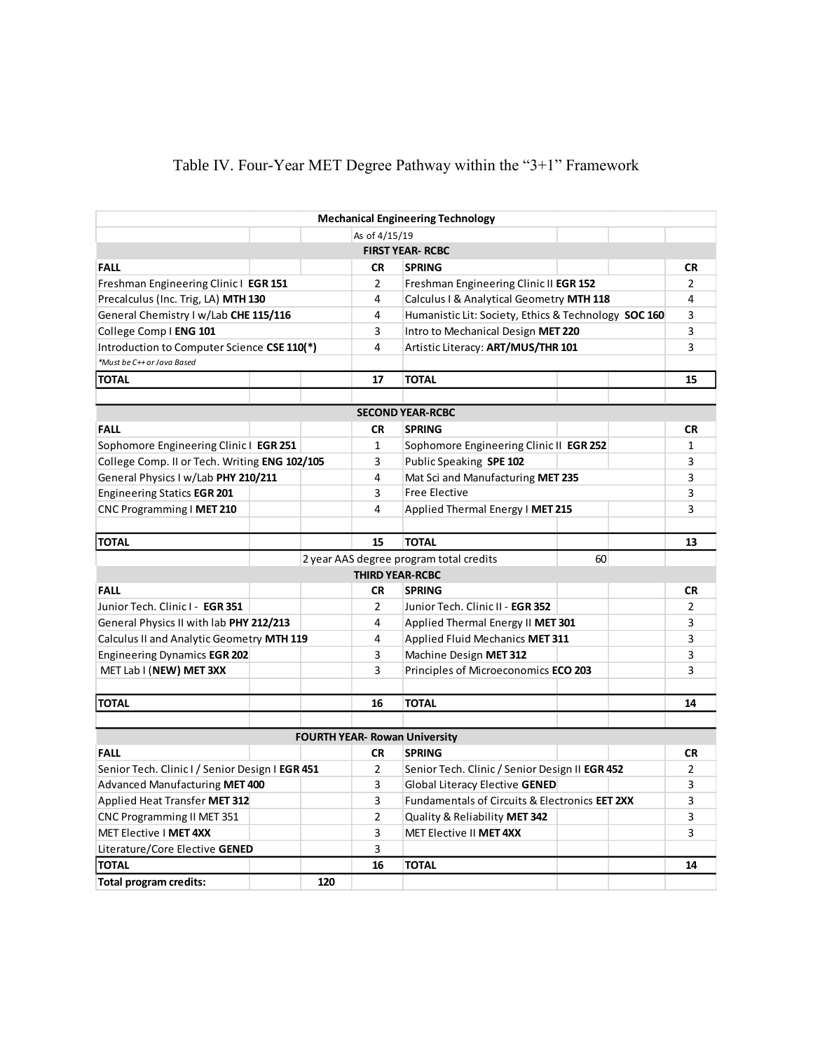Table IV. Four-Year MET Degree Pathway within the "3+1" Framework

| Mechanical Engineering Technology | | | |
|---|---|---|---|
| As of 4/15/19 | | | |
| **FIRST YEAR- RCBC** | | | |
| **FALL** | **CR** | **SPRING** | **CR** |
| Freshman Engineering Clinic I **EGR 151** | 2 | Freshman Engineering Clinic II **EGR 152** | 2 |
| Precalculus (Inc. Trig, LA) **MTH 130** | 4 | Calculus I & Analytical Geometry **MTH 118** | 4 |
| General Chemistry I w/Lab **CHE 115/116** | 4 | Humanistic Lit: Society, Ethics & Technology **SOC 160** | 3 |
| College Comp I **ENG 101** | 3 | Intro to Mechanical Design **MET 220** | 3 |
| Introduction to Computer Science **CSE 110(*)** | 4 | Artistic Literacy: **ART/MUS/THR 101** | 3 |
| *\*Must be C++ or Java Based* | | | |
| **TOTAL** | **17** | **TOTAL** | **15** |
| **SECOND YEAR-RCBC** | | | |
| **FALL** | **CR** | **SPRING** | **CR** |
| Sophomore Engineering Clinic I **EGR 251** | 1 | Sophomore Engineering Clinic II **EGR 252** | 1 |
| College Comp. II or Tech. Writing **ENG 102/105** | 3 | Public Speaking **SPE 102** | 3 |
| General Physics I w/Lab **PHY 210/211** | 4 | Mat Sci and Manufacturing **MET 235** | 3 |
| Engineering Statics **EGR 201** | 3 | Free Elective | 3 |
| CNC Programming I **MET 210** | 4 | Applied Thermal Energy I **MET 215** | 3 |
| **TOTAL** | **15** | **TOTAL** | **13** |
| 2 year AAS degree program total credits | | 60 | |
| **THIRD YEAR-RCBC** | | | |
| **FALL** | **CR** | **SPRING** | **CR** |
| Junior Tech. Clinic I - **EGR 351** | 2 | Junior Tech. Clinic II - **EGR 352** | 2 |
| General Physics II with lab **PHY 212/213** | 4 | Applied Thermal Energy II **MET 301** | 3 |
| Calculus II and Analytic Geometry **MTH 119** | 4 | Applied Fluid Mechanics **MET 311** | 3 |
| Engineering Dynamics **EGR 202** | 3 | Machine Design **MET 312** | 3 |
| MET Lab I (**NEW) MET 3XX** | 3 | Principles of Microeconomics **ECO 203** | 3 |
| **TOTAL** | **16** | **TOTAL** | **14** |
| **FOURTH YEAR- Rowan University** | | | |
| **FALL** | **CR** | **SPRING** | **CR** |
| Senior Tech. Clinic I / Senior Design I **EGR 451** | 2 | Senior Tech. Clinic / Senior Design II **EGR 452** | 2 |
| Advanced Manufacturing **MET 400** | 3 | Global Literacy Elective **GENED** | 3 |
| Applied Heat Transfer **MET 312** | 3 | Fundamentals of Circuits & Electronics **EET 2XX** | 3 |
| CNC Programming II MET 351 | 2 | Quality & Reliability **MET 342** | 3 |
| MET Elective I **MET 4XX** | 3 | MET Elective II **MET 4XX** | 3 |
| Literature/Core Elective **GENED** | 3 | | |
| **TOTAL** | **16** | **TOTAL** | **14** |
| **Total program credits:** 120 | | | |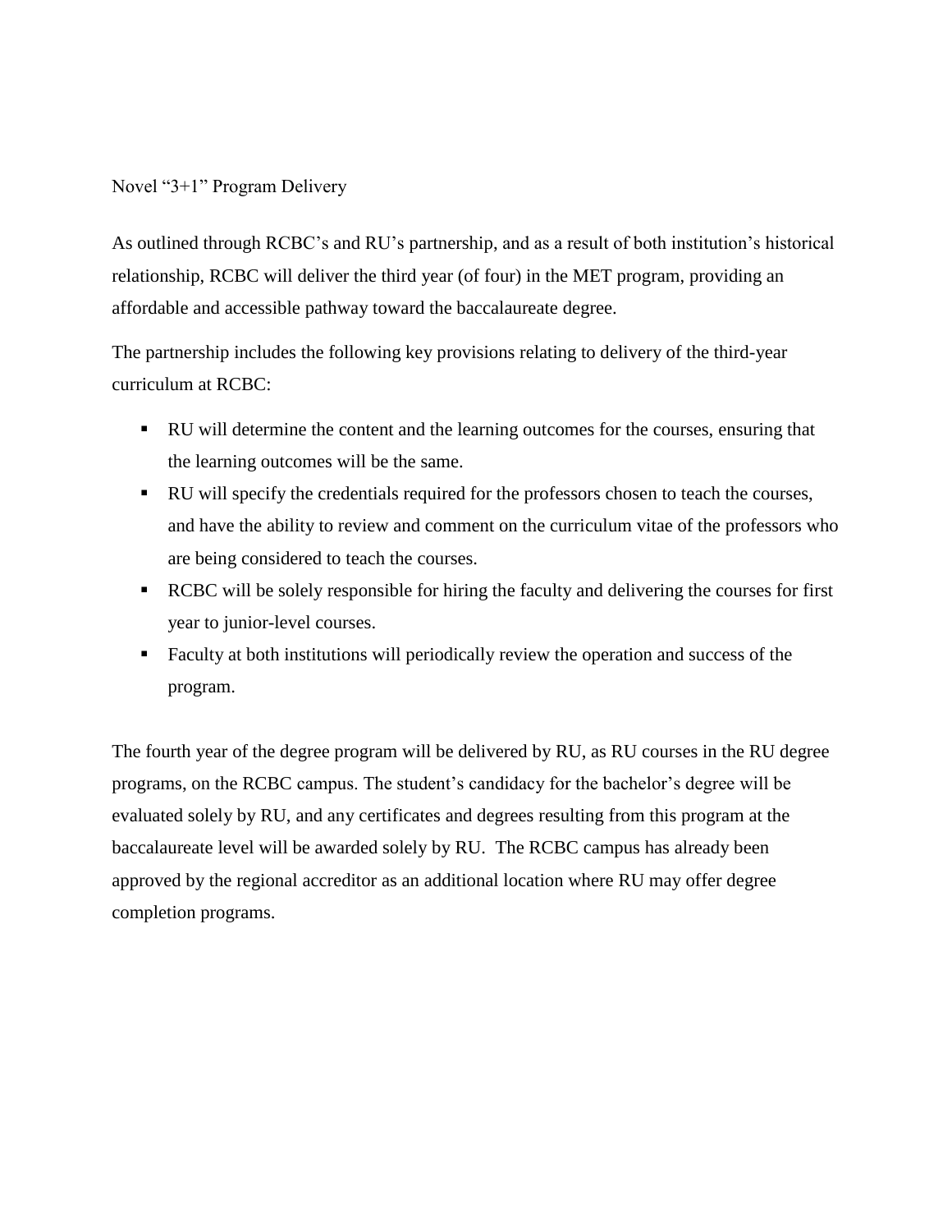Novel “3+1” Program Delivery

As outlined through RCBC’s and RU’s partnership, and as a result of both institution’s historical relationship, RCBC will deliver the third year (of four) in the MET program, providing an affordable and accessible pathway toward the baccalaureate degree.

The partnership includes the following key provisions relating to delivery of the third-year curriculum at RCBC:

- RU will determine the content and the learning outcomes for the courses, ensuring that the learning outcomes will be the same.
- RU will specify the credentials required for the professors chosen to teach the courses, and have the ability to review and comment on the curriculum vitae of the professors who are being considered to teach the courses.
- RCBC will be solely responsible for hiring the faculty and delivering the courses for first year to junior-level courses.
- Faculty at both institutions will periodically review the operation and success of the program.

The fourth year of the degree program will be delivered by RU, as RU courses in the RU degree programs, on the RCBC campus. The student’s candidacy for the bachelor’s degree will be evaluated solely by RU, and any certificates and degrees resulting from this program at the baccalaureate level will be awarded solely by RU. The RCBC campus has already been approved by the regional accreditor as an additional location where RU may offer degree completion programs.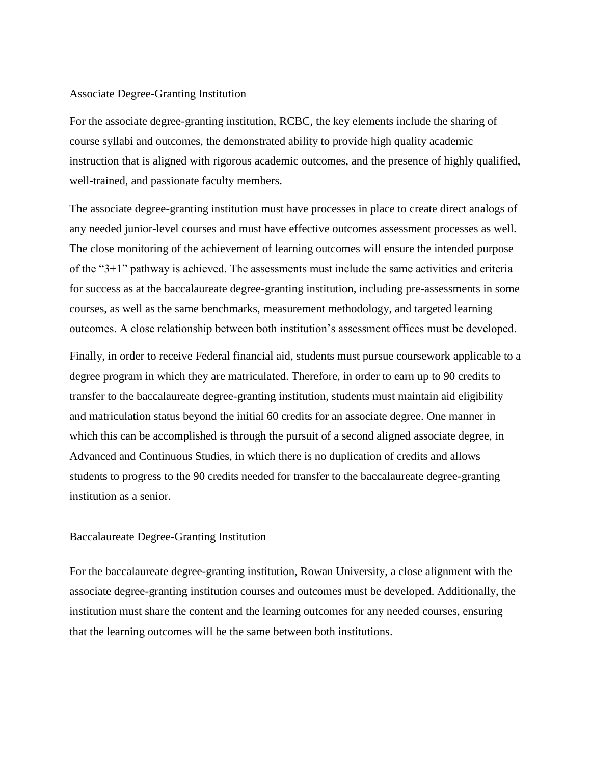## Associate Degree-Granting Institution

For the associate degree-granting institution, RCBC, the key elements include the sharing of course syllabi and outcomes, the demonstrated ability to provide high quality academic instruction that is aligned with rigorous academic outcomes, and the presence of highly qualified, well-trained, and passionate faculty members.

The associate degree-granting institution must have processes in place to create direct analogs of any needed junior-level courses and must have effective outcomes assessment processes as well. The close monitoring of the achievement of learning outcomes will ensure the intended purpose of the "3+1" pathway is achieved. The assessments must include the same activities and criteria for success as at the baccalaureate degree-granting institution, including pre-assessments in some courses, as well as the same benchmarks, measurement methodology, and targeted learning outcomes. A close relationship between both institution's assessment offices must be developed.

Finally, in order to receive Federal financial aid, students must pursue coursework applicable to a degree program in which they are matriculated. Therefore, in order to earn up to 90 credits to transfer to the baccalaureate degree-granting institution, students must maintain aid eligibility and matriculation status beyond the initial 60 credits for an associate degree. One manner in which this can be accomplished is through the pursuit of a second aligned associate degree, in Advanced and Continuous Studies, in which there is no duplication of credits and allows students to progress to the 90 credits needed for transfer to the baccalaureate degree-granting institution as a senior.

## Baccalaureate Degree-Granting Institution

For the baccalaureate degree-granting institution, Rowan University, a close alignment with the associate degree-granting institution courses and outcomes must be developed. Additionally, the institution must share the content and the learning outcomes for any needed courses, ensuring that the learning outcomes will be the same between both institutions.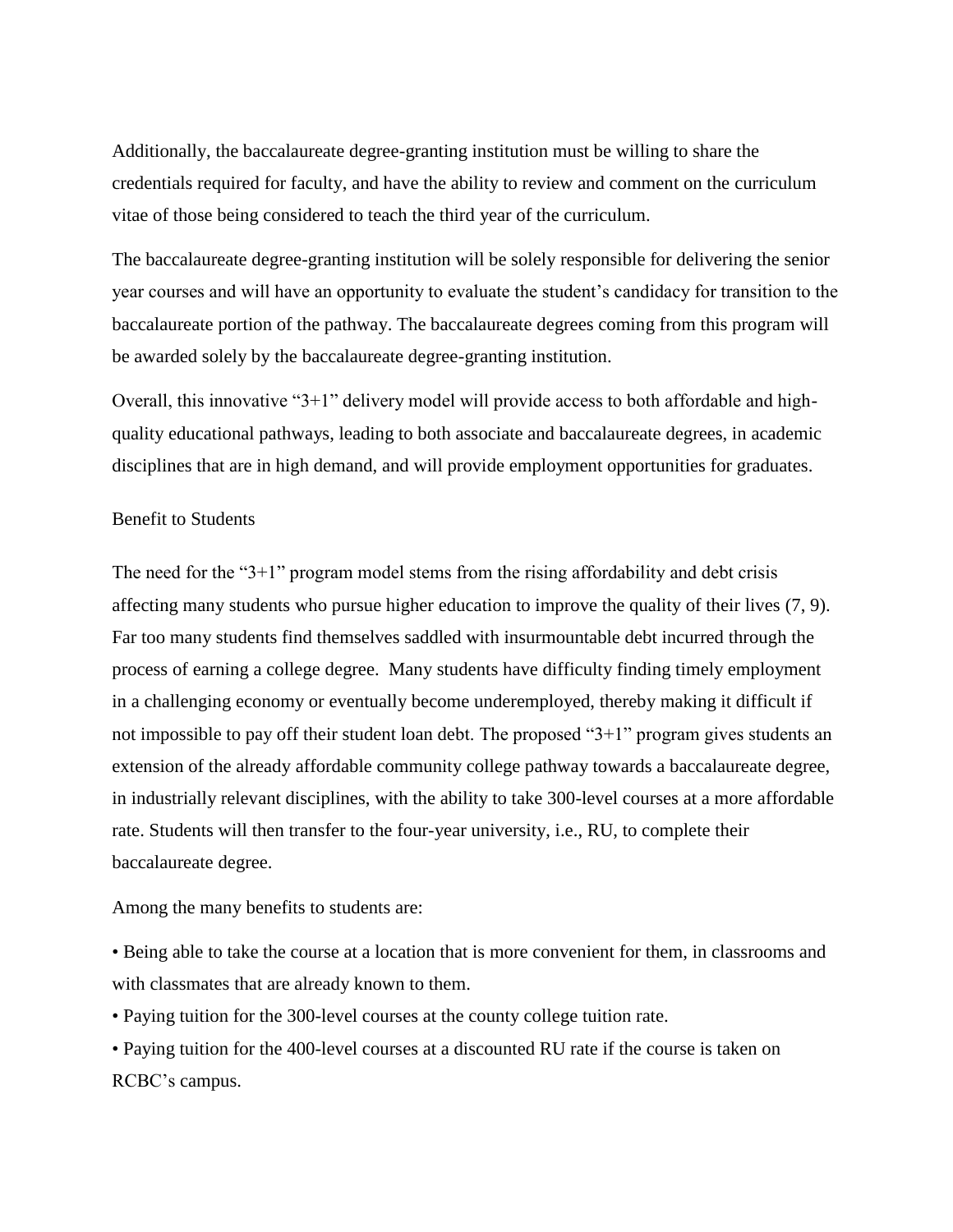Additionally, the baccalaureate degree-granting institution must be willing to share the credentials required for faculty, and have the ability to review and comment on the curriculum vitae of those being considered to teach the third year of the curriculum.

The baccalaureate degree-granting institution will be solely responsible for delivering the senior year courses and will have an opportunity to evaluate the student's candidacy for transition to the baccalaureate portion of the pathway. The baccalaureate degrees coming from this program will be awarded solely by the baccalaureate degree-granting institution.

Overall, this innovative "3+1" delivery model will provide access to both affordable and high-quality educational pathways, leading to both associate and baccalaureate degrees, in academic disciplines that are in high demand, and will provide employment opportunities for graduates.

## Benefit to Students

The need for the "3+1" program model stems from the rising affordability and debt crisis affecting many students who pursue higher education to improve the quality of their lives (7, 9). Far too many students find themselves saddled with insurmountable debt incurred through the process of earning a college degree. Many students have difficulty finding timely employment in a challenging economy or eventually become underemployed, thereby making it difficult if not impossible to pay off their student loan debt. The proposed "3+1" program gives students an extension of the already affordable community college pathway towards a baccalaureate degree, in industrially relevant disciplines, with the ability to take 300-level courses at a more affordable rate. Students will then transfer to the four-year university, i.e., RU, to complete their baccalaureate degree.

Among the many benefits to students are:

- Being able to take the course at a location that is more convenient for them, in classrooms and with classmates that are already known to them.
- Paying tuition for the 300-level courses at the county college tuition rate.
- Paying tuition for the 400-level courses at a discounted RU rate if the course is taken on RCBC's campus.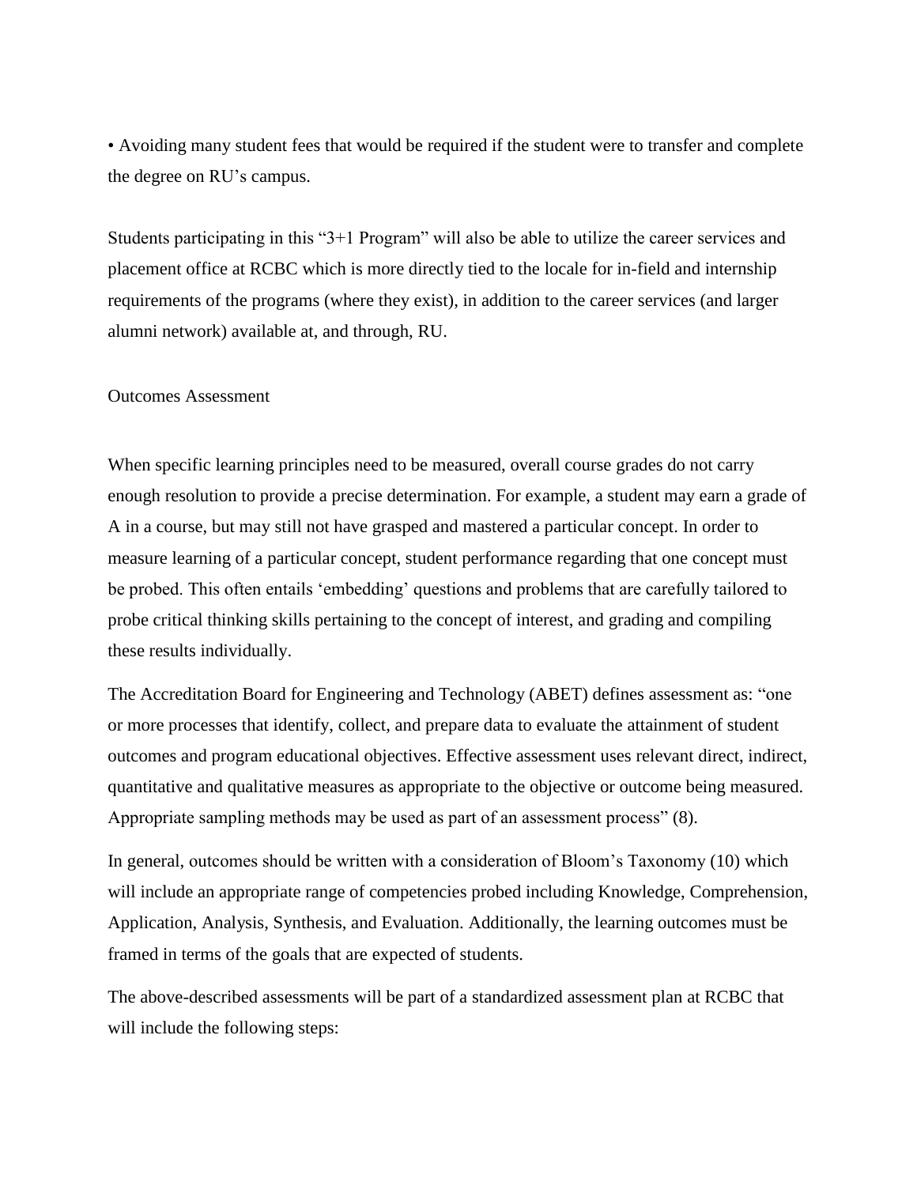• Avoiding many student fees that would be required if the student were to transfer and complete the degree on RU's campus.

Students participating in this "3+1 Program" will also be able to utilize the career services and placement office at RCBC which is more directly tied to the locale for in-field and internship requirements of the programs (where they exist), in addition to the career services (and larger alumni network) available at, and through, RU.

## Outcomes Assessment

When specific learning principles need to be measured, overall course grades do not carry enough resolution to provide a precise determination. For example, a student may earn a grade of A in a course, but may still not have grasped and mastered a particular concept. In order to measure learning of a particular concept, student performance regarding that one concept must be probed. This often entails 'embedding' questions and problems that are carefully tailored to probe critical thinking skills pertaining to the concept of interest, and grading and compiling these results individually.

The Accreditation Board for Engineering and Technology (ABET) defines assessment as: "one or more processes that identify, collect, and prepare data to evaluate the attainment of student outcomes and program educational objectives. Effective assessment uses relevant direct, indirect, quantitative and qualitative measures as appropriate to the objective or outcome being measured. Appropriate sampling methods may be used as part of an assessment process" (8).

In general, outcomes should be written with a consideration of Bloom's Taxonomy (10) which will include an appropriate range of competencies probed including Knowledge, Comprehension, Application, Analysis, Synthesis, and Evaluation. Additionally, the learning outcomes must be framed in terms of the goals that are expected of students.

The above-described assessments will be part of a standardized assessment plan at RCBC that will include the following steps: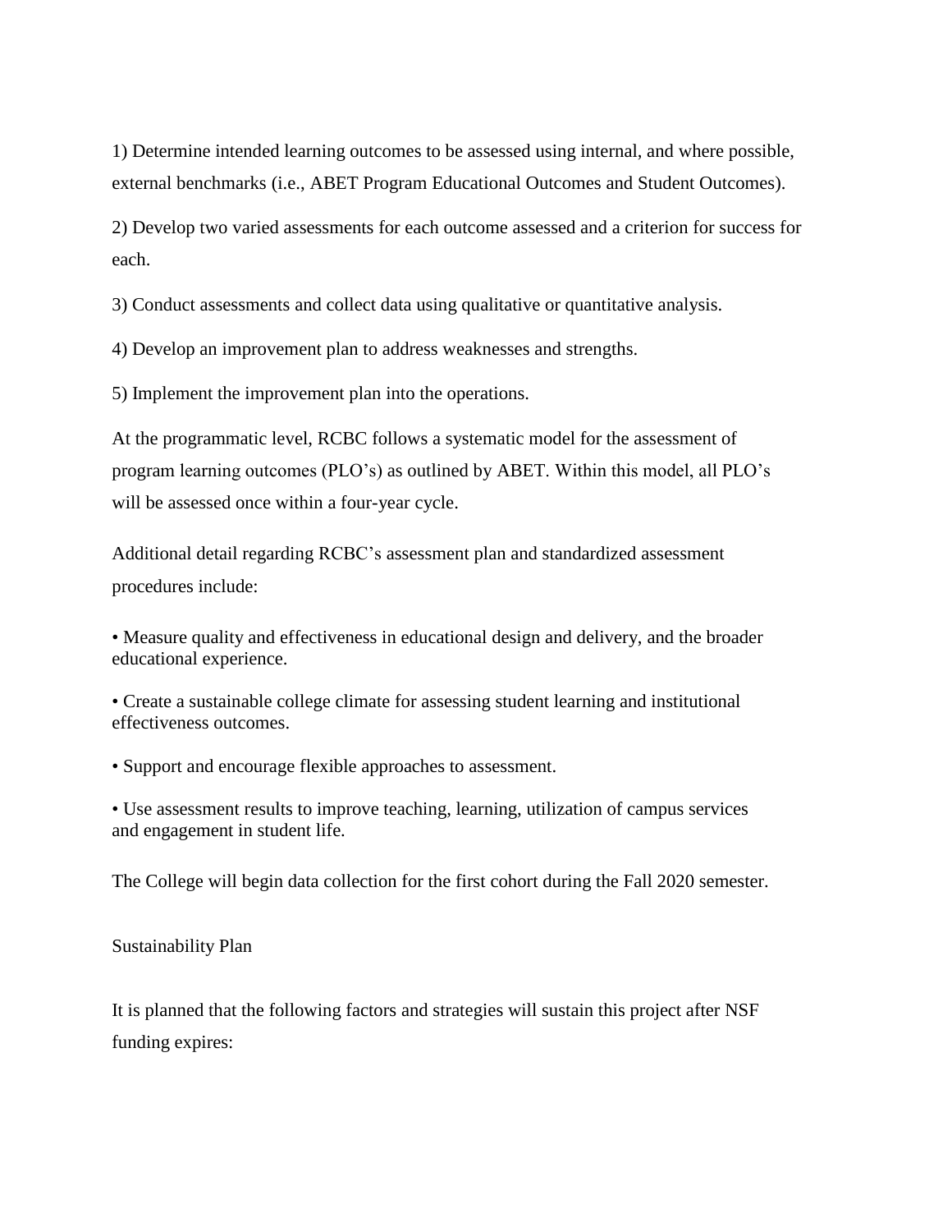1) Determine intended learning outcomes to be assessed using internal, and where possible, external benchmarks (i.e., ABET Program Educational Outcomes and Student Outcomes).

2) Develop two varied assessments for each outcome assessed and a criterion for success for each.

3) Conduct assessments and collect data using qualitative or quantitative analysis.

4) Develop an improvement plan to address weaknesses and strengths.

5) Implement the improvement plan into the operations.

At the programmatic level, RCBC follows a systematic model for the assessment of program learning outcomes (PLO's) as outlined by ABET. Within this model, all PLO's will be assessed once within a four-year cycle.

Additional detail regarding RCBC's assessment plan and standardized assessment procedures include:

- Measure quality and effectiveness in educational design and delivery, and the broader educational experience.
- Create a sustainable college climate for assessing student learning and institutional effectiveness outcomes.
- Support and encourage flexible approaches to assessment.
- Use assessment results to improve teaching, learning, utilization of campus services and engagement in student life.

The College will begin data collection for the first cohort during the Fall 2020 semester.

## Sustainability Plan

It is planned that the following factors and strategies will sustain this project after NSF funding expires: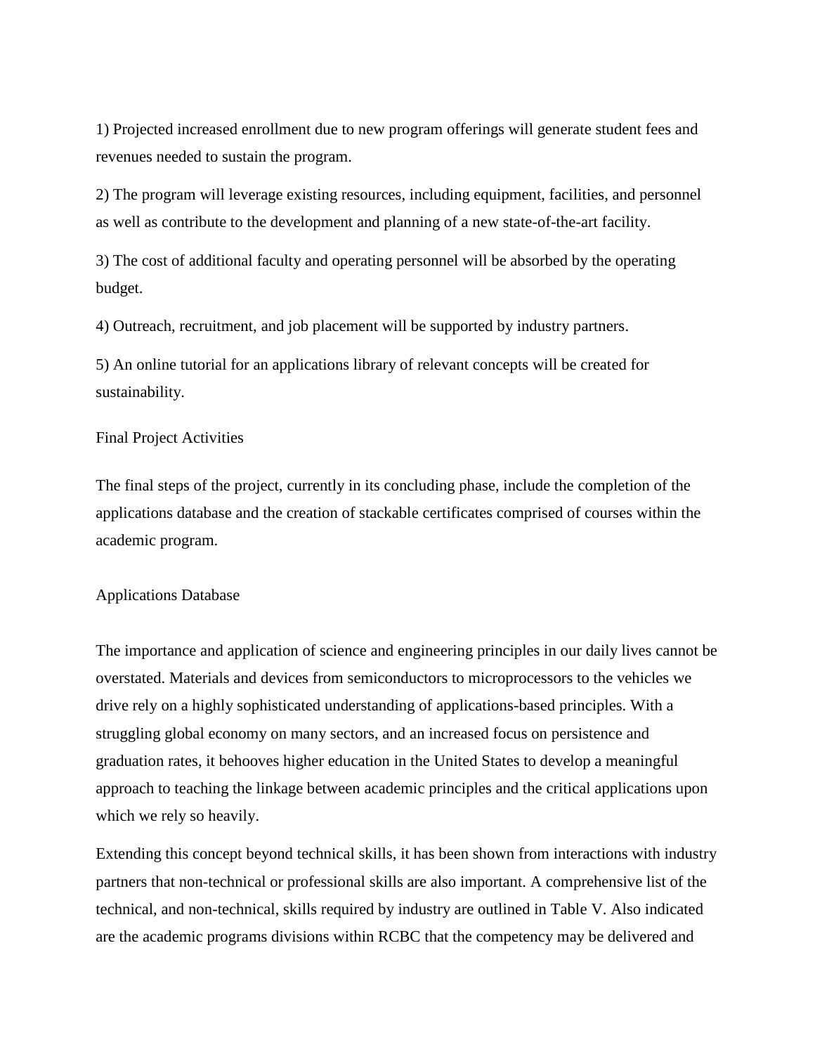1) Projected increased enrollment due to new program offerings will generate student fees and revenues needed to sustain the program.

2) The program will leverage existing resources, including equipment, facilities, and personnel as well as contribute to the development and planning of a new state-of-the-art facility.

3) The cost of additional faculty and operating personnel will be absorbed by the operating budget.

4) Outreach, recruitment, and job placement will be supported by industry partners.

5) An online tutorial for an applications library of relevant concepts will be created for sustainability.

## Final Project Activities

The final steps of the project, currently in its concluding phase, include the completion of the applications database and the creation of stackable certificates comprised of courses within the academic program.

### Applications Database

The importance and application of science and engineering principles in our daily lives cannot be overstated. Materials and devices from semiconductors to microprocessors to the vehicles we drive rely on a highly sophisticated understanding of applications-based principles. With a struggling global economy on many sectors, and an increased focus on persistence and graduation rates, it behooves higher education in the United States to develop a meaningful approach to teaching the linkage between academic principles and the critical applications upon which we rely so heavily.

Extending this concept beyond technical skills, it has been shown from interactions with industry partners that non-technical or professional skills are also important. A comprehensive list of the technical, and non-technical, skills required by industry are outlined in Table V. Also indicated are the academic programs divisions within RCBC that the competency may be delivered and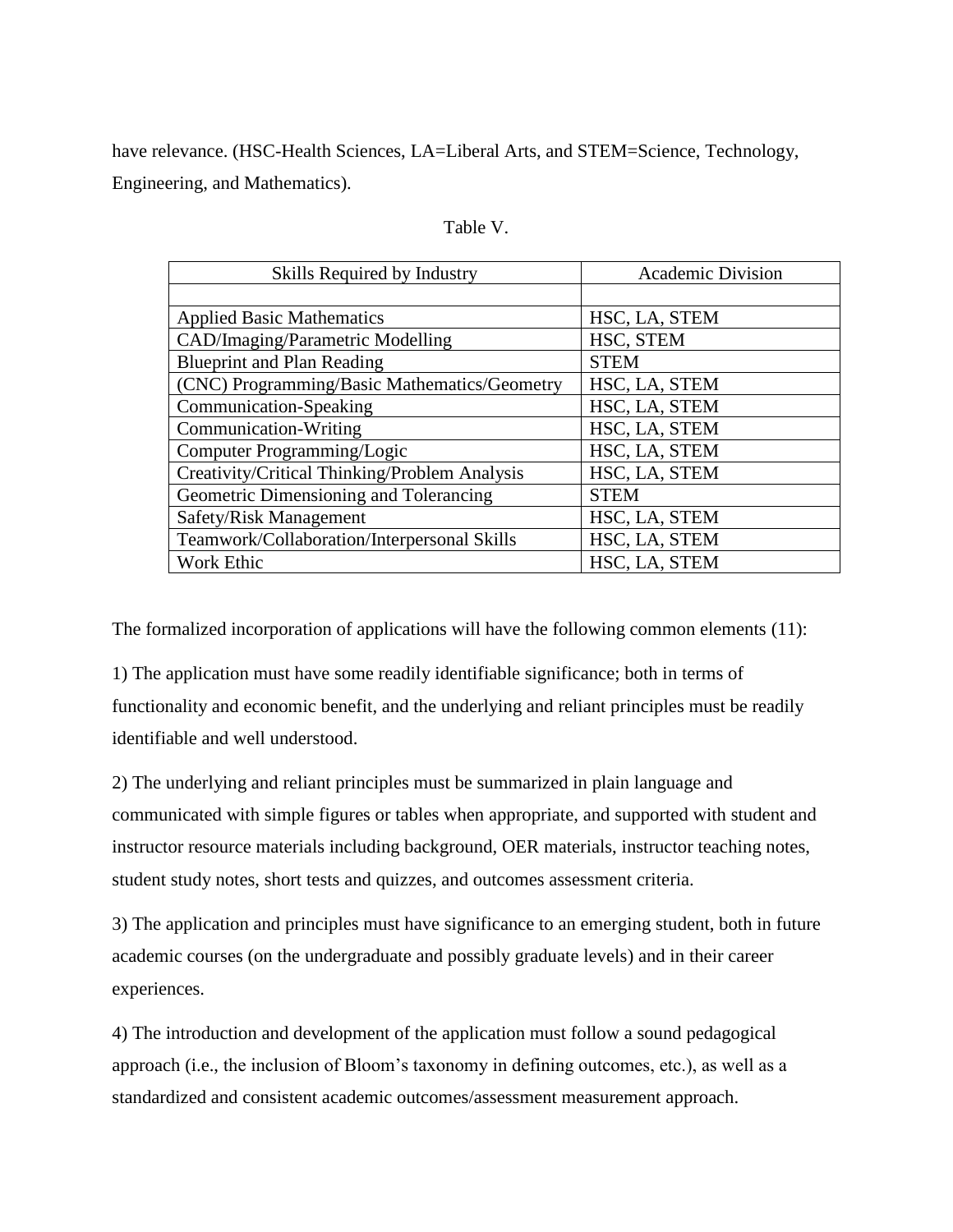have relevance. (HSC-Health Sciences, LA=Liberal Arts, and STEM=Science, Technology, Engineering, and Mathematics).

Table V.

| Skills Required by Industry | Academic Division |
|---|---|
| | |
| Applied Basic Mathematics | HSC, LA, STEM |
| CAD/Imaging/Parametric Modelling | HSC, STEM |
| Blueprint and Plan Reading | STEM |
| (CNC) Programming/Basic Mathematics/Geometry | HSC, LA, STEM |
| Communication-Speaking | HSC, LA, STEM |
| Communication-Writing | HSC, LA, STEM |
| Computer Programming/Logic | HSC, LA, STEM |
| Creativity/Critical Thinking/Problem Analysis | HSC, LA, STEM |
| Geometric Dimensioning and Tolerancing | STEM |
| Safety/Risk Management | HSC, LA, STEM |
| Teamwork/Collaboration/Interpersonal Skills | HSC, LA, STEM |
| Work Ethic | HSC, LA, STEM |

The formalized incorporation of applications will have the following common elements (11):

1) The application must have some readily identifiable significance; both in terms of functionality and economic benefit, and the underlying and reliant principles must be readily identifiable and well understood.

2) The underlying and reliant principles must be summarized in plain language and communicated with simple figures or tables when appropriate, and supported with student and instructor resource materials including background, OER materials, instructor teaching notes, student study notes, short tests and quizzes, and outcomes assessment criteria.

3) The application and principles must have significance to an emerging student, both in future academic courses (on the undergraduate and possibly graduate levels) and in their career experiences.

4) The introduction and development of the application must follow a sound pedagogical approach (i.e., the inclusion of Bloom's taxonomy in defining outcomes, etc.), as well as a standardized and consistent academic outcomes/assessment measurement approach.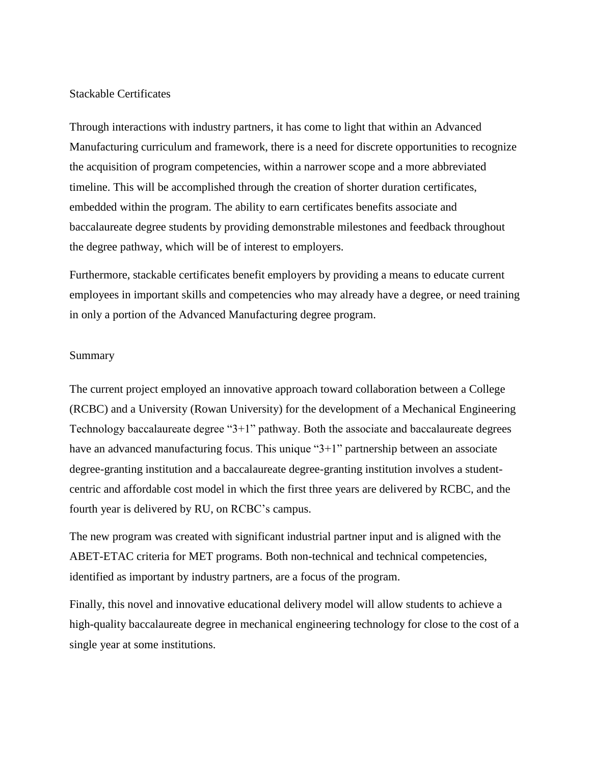## Stackable Certificates

Through interactions with industry partners, it has come to light that within an Advanced Manufacturing curriculum and framework, there is a need for discrete opportunities to recognize the acquisition of program competencies, within a narrower scope and a more abbreviated timeline. This will be accomplished through the creation of shorter duration certificates, embedded within the program. The ability to earn certificates benefits associate and baccalaureate degree students by providing demonstrable milestones and feedback throughout the degree pathway, which will be of interest to employers.

Furthermore, stackable certificates benefit employers by providing a means to educate current employees in important skills and competencies who may already have a degree, or need training in only a portion of the Advanced Manufacturing degree program.

## Summary

The current project employed an innovative approach toward collaboration between a College (RCBC) and a University (Rowan University) for the development of a Mechanical Engineering Technology baccalaureate degree "3+1" pathway. Both the associate and baccalaureate degrees have an advanced manufacturing focus. This unique "3+1" partnership between an associate degree-granting institution and a baccalaureate degree-granting institution involves a student-centric and affordable cost model in which the first three years are delivered by RCBC, and the fourth year is delivered by RU, on RCBC's campus.

The new program was created with significant industrial partner input and is aligned with the ABET-ETAC criteria for MET programs. Both non-technical and technical competencies, identified as important by industry partners, are a focus of the program.

Finally, this novel and innovative educational delivery model will allow students to achieve a high-quality baccalaureate degree in mechanical engineering technology for close to the cost of a single year at some institutions.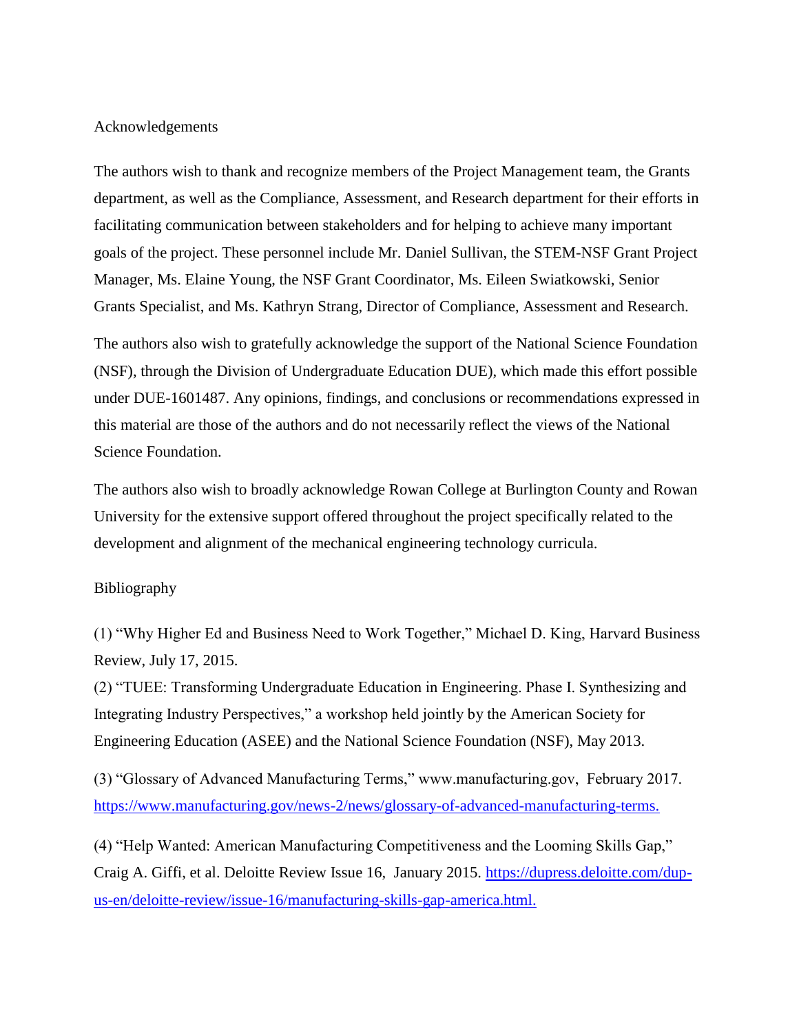## Acknowledgements

The authors wish to thank and recognize members of the Project Management team, the Grants department, as well as the Compliance, Assessment, and Research department for their efforts in facilitating communication between stakeholders and for helping to achieve many important goals of the project. These personnel include Mr. Daniel Sullivan, the STEM-NSF Grant Project Manager, Ms. Elaine Young, the NSF Grant Coordinator, Ms. Eileen Swiatkowski, Senior Grants Specialist, and Ms. Kathryn Strang, Director of Compliance, Assessment and Research.

The authors also wish to gratefully acknowledge the support of the National Science Foundation (NSF), through the Division of Undergraduate Education DUE), which made this effort possible under DUE-1601487. Any opinions, findings, and conclusions or recommendations expressed in this material are those of the authors and do not necessarily reflect the views of the National Science Foundation.

The authors also wish to broadly acknowledge Rowan College at Burlington County and Rowan University for the extensive support offered throughout the project specifically related to the development and alignment of the mechanical engineering technology curricula.

## Bibliography

(1) "Why Higher Ed and Business Need to Work Together," Michael D. King, Harvard Business Review, July 17, 2015.

(2) "TUEE: Transforming Undergraduate Education in Engineering. Phase I. Synthesizing and Integrating Industry Perspectives," a workshop held jointly by the American Society for Engineering Education (ASEE) and the National Science Foundation (NSF), May 2013.

(3) "Glossary of Advanced Manufacturing Terms," www.manufacturing.gov, February 2017. https://www.manufacturing.gov/news-2/news/glossary-of-advanced-manufacturing-terms.

(4) "Help Wanted: American Manufacturing Competitiveness and the Looming Skills Gap," Craig A. Giffi, et al. Deloitte Review Issue 16, January 2015. https://dupress.deloitte.com/dup-us-en/deloitte-review/issue-16/manufacturing-skills-gap-america.html.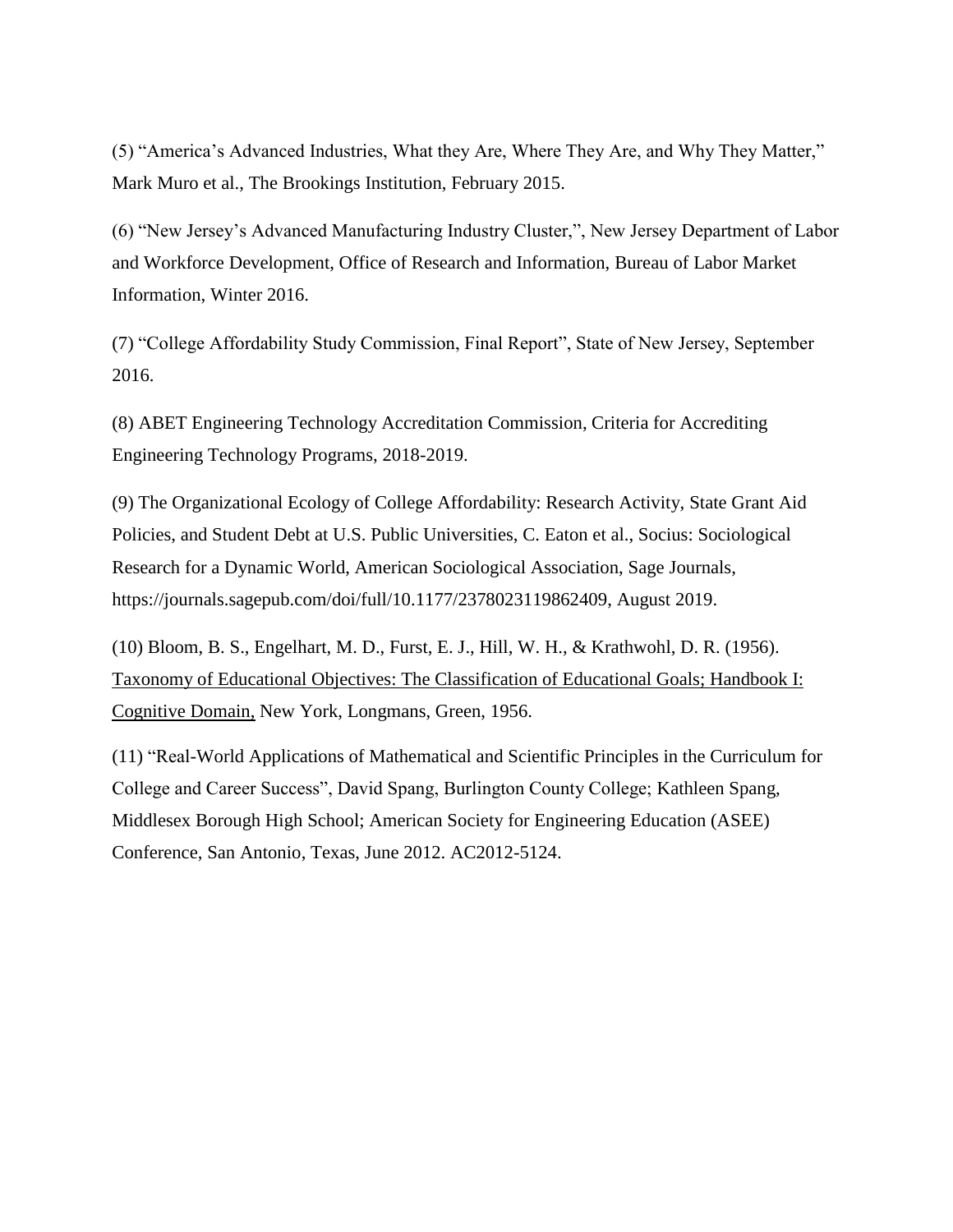(5) “America’s Advanced Industries, What they Are, Where They Are, and Why They Matter,” Mark Muro et al., The Brookings Institution, February 2015.

(6) “New Jersey’s Advanced Manufacturing Industry Cluster,”, New Jersey Department of Labor and Workforce Development, Office of Research and Information, Bureau of Labor Market Information, Winter 2016.

(7) “College Affordability Study Commission, Final Report”, State of New Jersey, September 2016.

(8) ABET Engineering Technology Accreditation Commission, Criteria for Accrediting Engineering Technology Programs, 2018-2019.

(9) The Organizational Ecology of College Affordability: Research Activity, State Grant Aid Policies, and Student Debt at U.S. Public Universities, C. Eaton et al., Socius: Sociological Research for a Dynamic World, American Sociological Association, Sage Journals, https://journals.sagepub.com/doi/full/10.1177/2378023119862409, August 2019.

(10) Bloom, B. S., Engelhart, M. D., Furst, E. J., Hill, W. H., & Krathwohl, D. R. (1956). Taxonomy of Educational Objectives: The Classification of Educational Goals; Handbook I: Cognitive Domain, New York, Longmans, Green, 1956.

(11) “Real-World Applications of Mathematical and Scientific Principles in the Curriculum for College and Career Success”, David Spang, Burlington County College; Kathleen Spang, Middlesex Borough High School; American Society for Engineering Education (ASEE) Conference, San Antonio, Texas, June 2012. AC2012-5124.